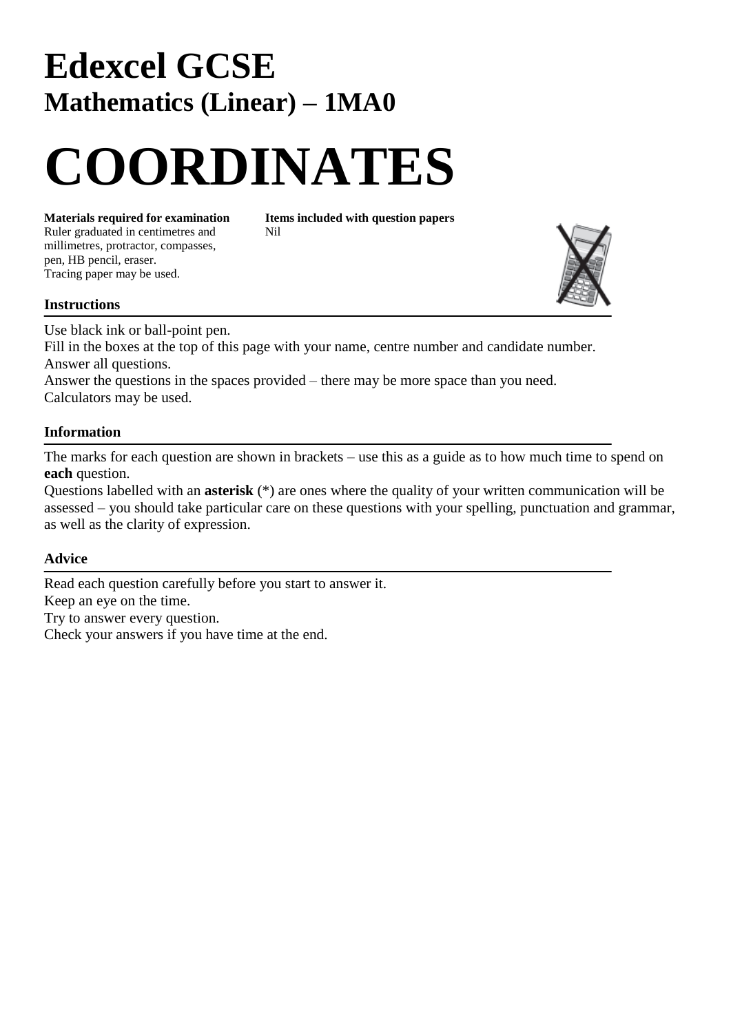# Edexcel GCSE

## Mathematics (Linear) – 1MA0

# COORDINATES

**Materials required for examination**
Ruler graduated in centimetres and millimetres, protractor, compasses, pen, HB pencil, eraser.
Tracing paper may be used.

**Items included with question papers**
Nil

### Instructions

Use black ink or ball-point pen.
Fill in the boxes at the top of this page with your name, centre number and candidate number.
Answer all questions.
Answer the questions in the spaces provided – there may be more space than you need.
Calculators may be used.

### Information

The marks for each question are shown in brackets – use this as a guide as to how much time to spend on **each** question.
Questions labelled with an **asterisk** (*) are ones where the quality of your written communication will be assessed – you should take particular care on these questions with your spelling, punctuation and grammar, as well as the clarity of expression.

### Advice

Read each question carefully before you start to answer it.
Keep an eye on the time.
Try to answer every question.
Check your answers if you have time at the end.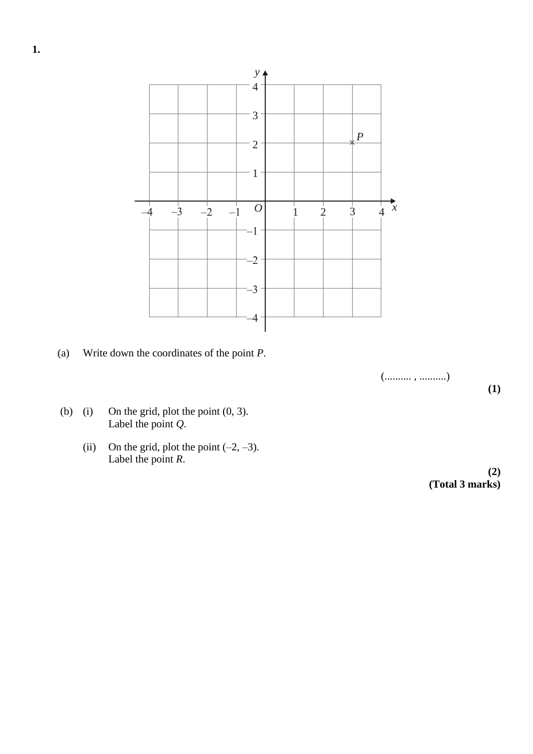**1.**

(a) Write down the coordinates of the point $P$.

(.......... , ..........)

**(1)**

(b) (i) On the grid, plot the point (0, 3).
Label the point $Q$.

(ii) On the grid, plot the point (–2, –3).
Label the point $R$.

**(2)**

**(Total 3 marks)**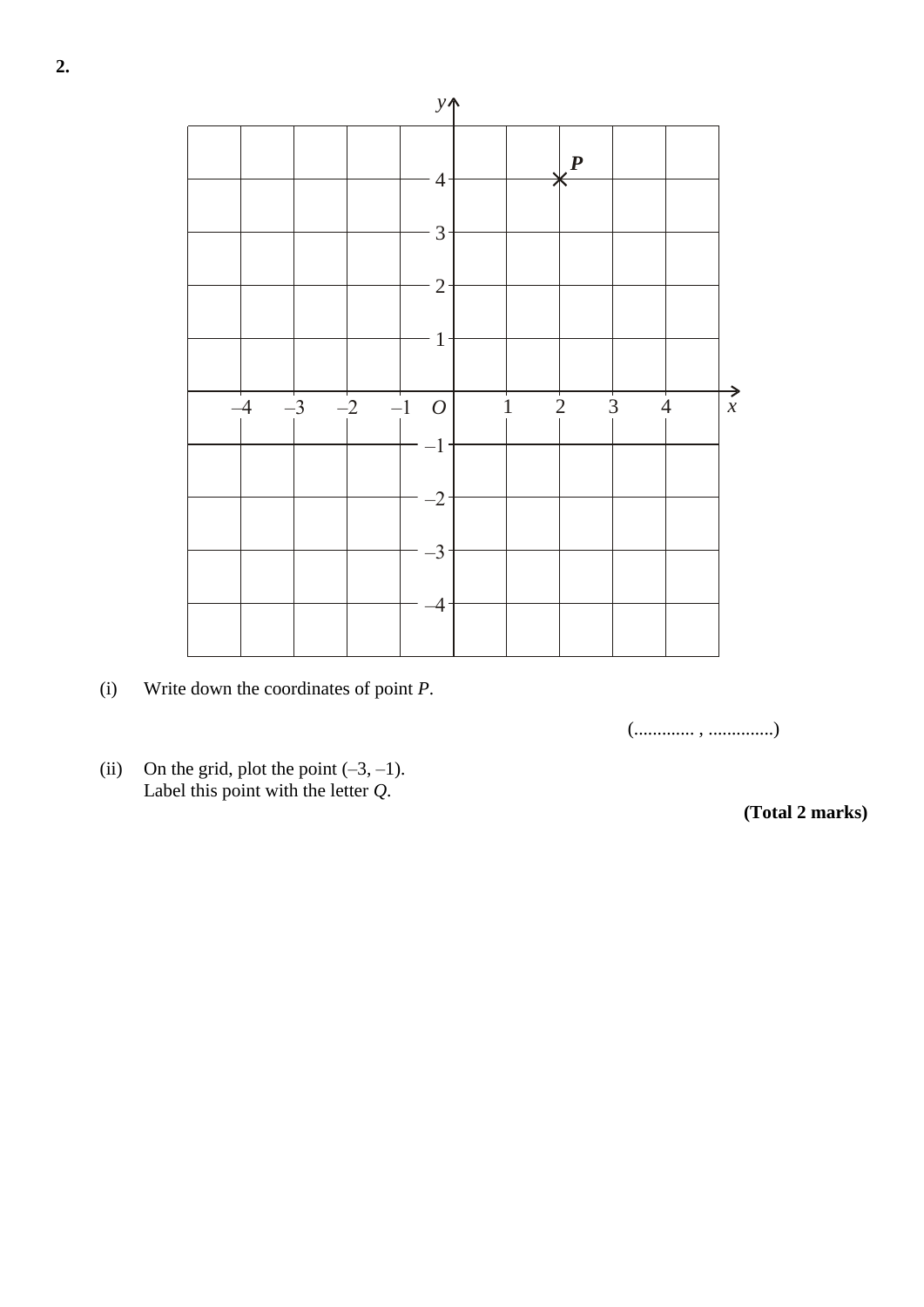**2.**

(i) Write down the coordinates of point $P$.

(............. , ..............)

(ii) On the grid, plot the point $(-3, -1)$.
Label this point with the letter $Q$.

**(Total 2 marks)**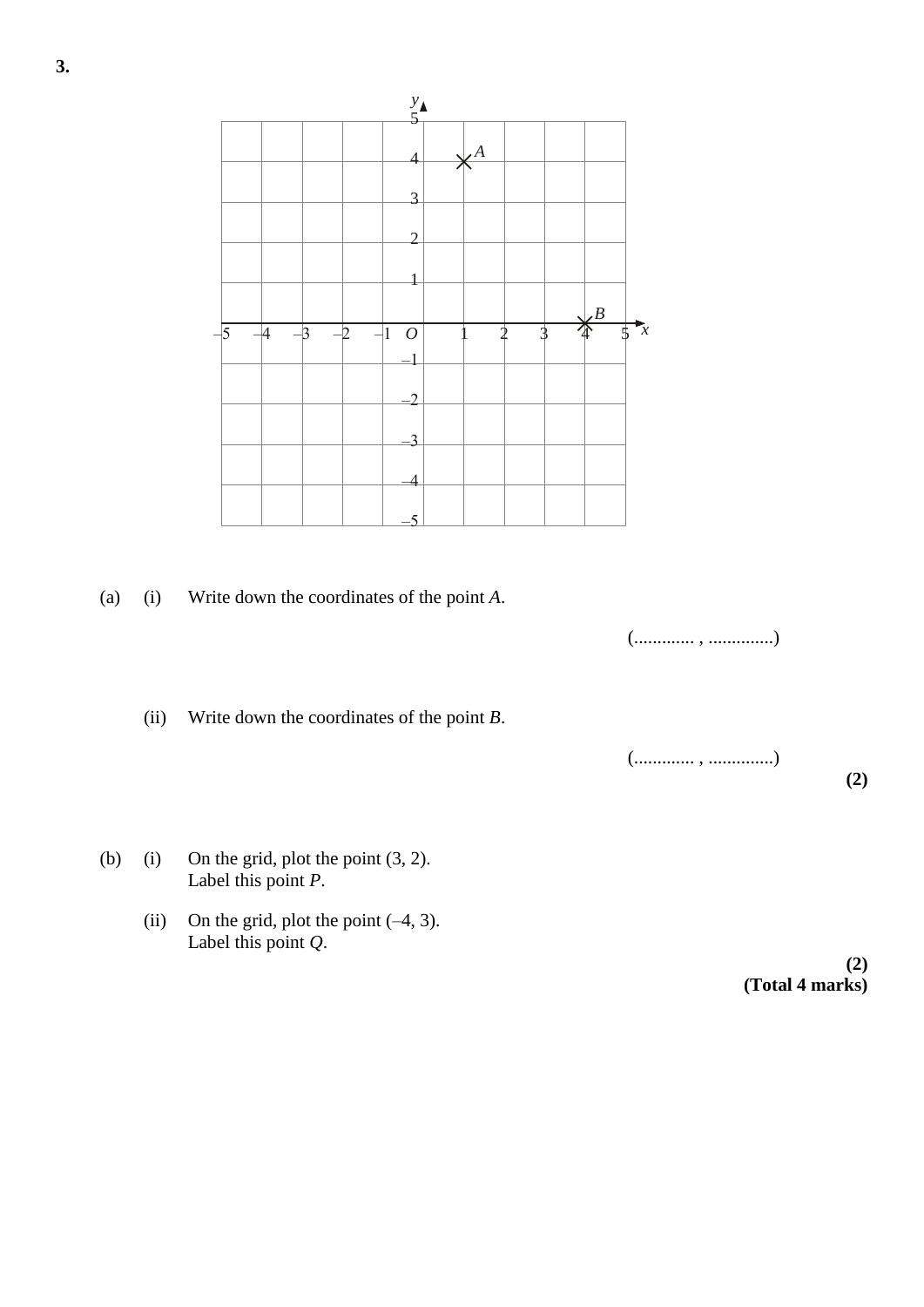**3.**

(a) (i) Write down the coordinates of the point *A*.

(............. , ..............)

(ii) Write down the coordinates of the point *B*.

(............. , ..............)

**(2)**

(b) (i) On the grid, plot the point (3, 2).
Label this point *P*.

(ii) On the grid, plot the point (–4, 3).
Label this point *Q*.

**(2)**

**(Total 4 marks)**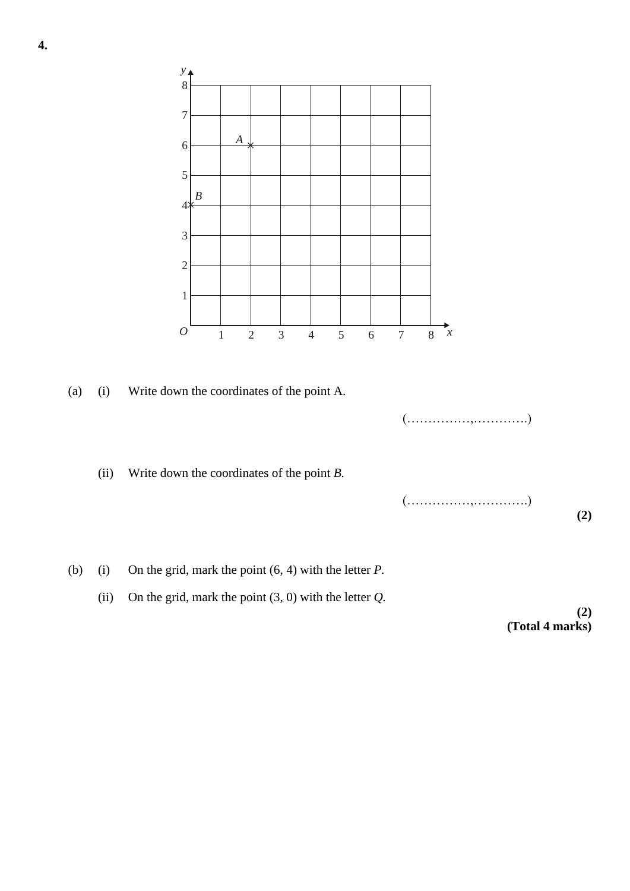**4.**

(a) (i) Write down the coordinates of the point A.

(……………,………….)

(ii) Write down the coordinates of the point *B*.

(……………,………….)

**(2)**

(b) (i) On the grid, mark the point (6, 4) with the letter *P*.

(ii) On the grid, mark the point (3, 0) with the letter *Q*.

**(2)**

**(Total 4 marks)**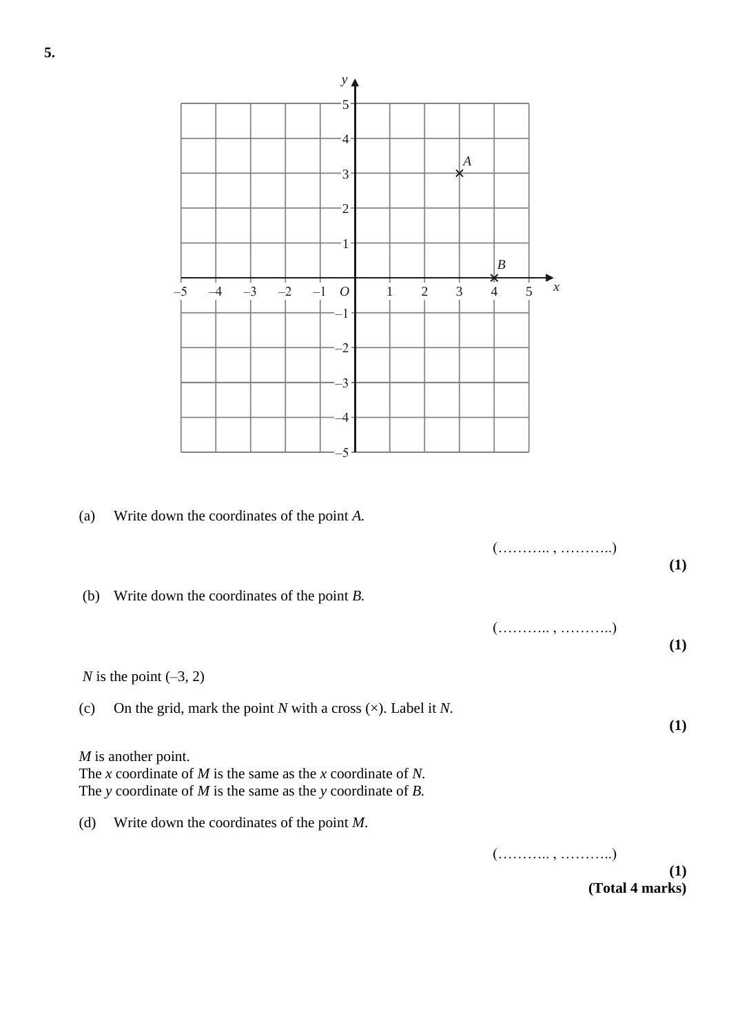**5.**

(a) Write down the coordinates of the point $A$.

(……….. , ………..)

**(1)**

(b) Write down the coordinates of the point $B$.

(……….. , ………..)

**(1)**

$N$ is the point (–3, 2)

(c) On the grid, mark the point $N$ with a cross (×). Label it $N$.

**(1)**

$M$ is another point.
The $x$ coordinate of $M$ is the same as the $x$ coordinate of $N$.
The $y$ coordinate of $M$ is the same as the $y$ coordinate of $B$.

(d) Write down the coordinates of the point $M$.

(……….. , ………..)

**(1)**

**(Total 4 marks)**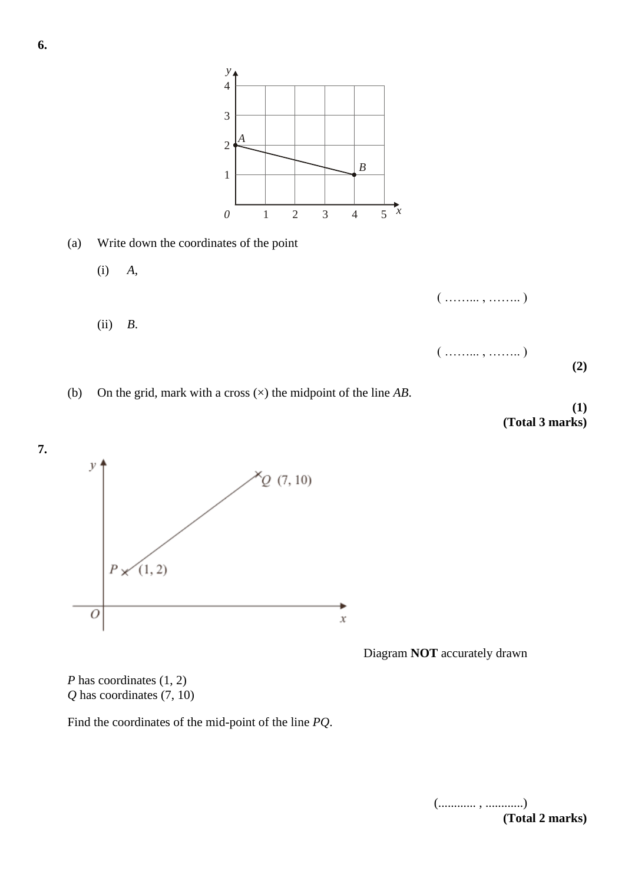**6.**

(a) Write down the coordinates of the point

(i) $A$,

( …….. , …….. )

(ii) $B$.

( …….. , …….. )

**(2)**

(b) On the grid, mark with a cross (×) the midpoint of the line $AB$.

**(1)**

**(Total 3 marks)**

**7.**

Diagram **NOT** accurately drawn

$P$ has coordinates (1, 2)
$Q$ has coordinates (7, 10)

Find the coordinates of the mid-point of the line $PQ$.

(............ , ............)

**(Total 2 marks)**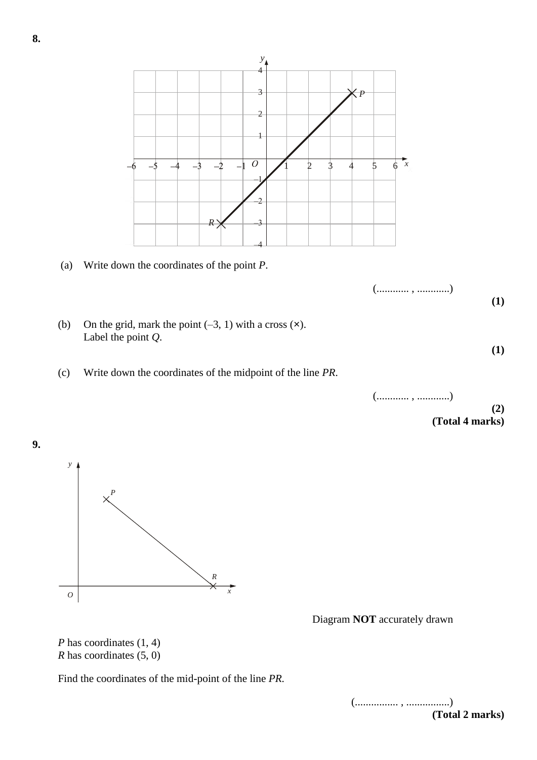**8.**

y

4

3

2

1

–6 –5 –4 –3 –2 –1 O 1 2 3 4 5 6 x

–1

–2

–3

–4

P

R

(a) Write down the coordinates of the point *P*.

(........... , ...........)

**(1)**

(b) On the grid, mark the point (–3, 1) with a cross (×).
Label the point *Q*.

**(1)**

(c) Write down the coordinates of the midpoint of the line *PR*.

(........... , ...........)

**(2)**

**(Total 4 marks)**

**9.**

y

P

R

O x

Diagram **NOT** accurately drawn

*P* has coordinates (1, 4)
*R* has coordinates (5, 0)

Find the coordinates of the mid-point of the line *PR*.

(............... , ...............)

**(Total 2 marks)**